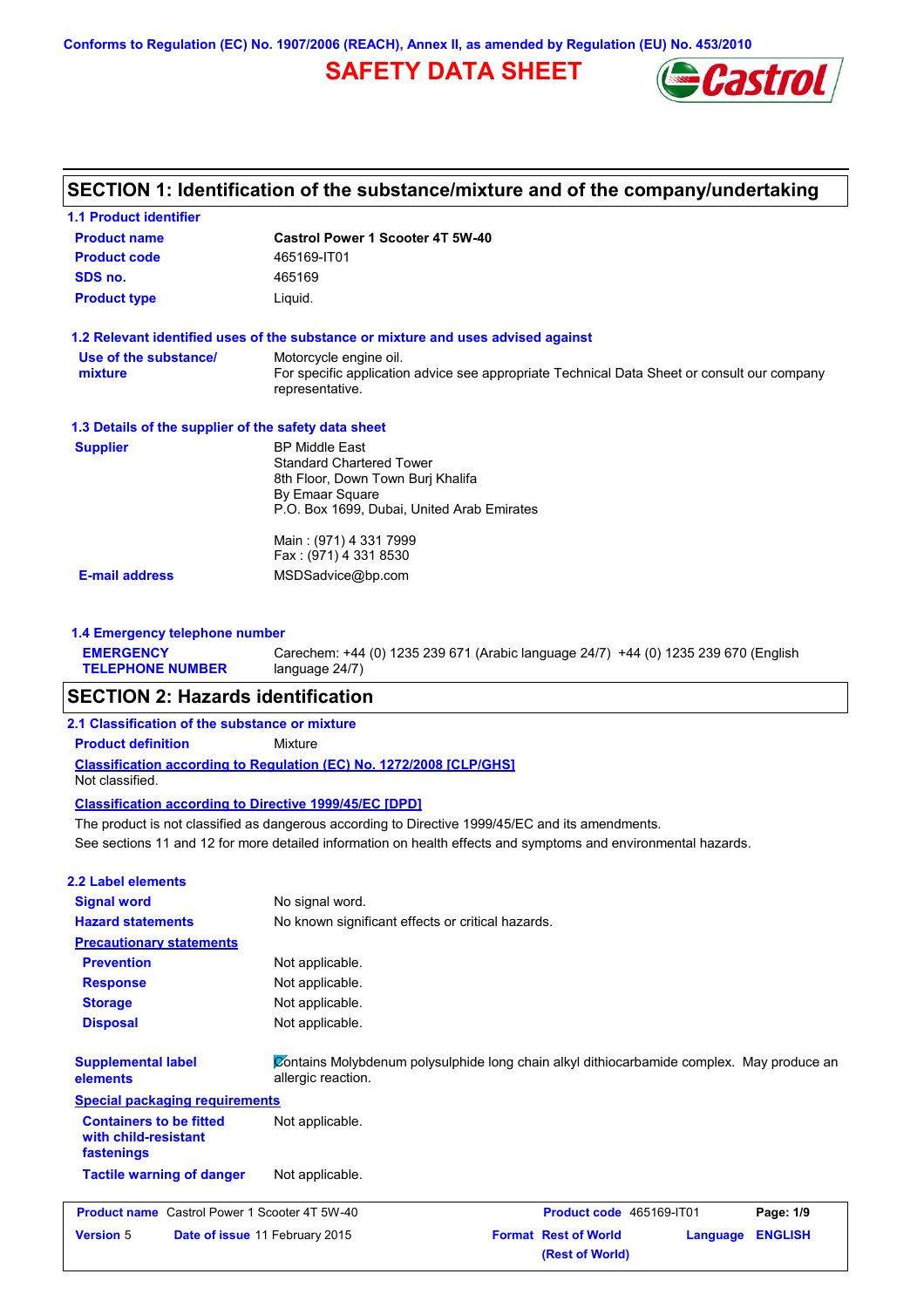Conforms to Regulation (EC) No. 1907/2006 (REACH), Annex II, as amended by Regulation (EU) No. 453/2010

# SAFETY DATA SHEET

## SECTION 1: Identification of the substance/mixture and of the company/undertaking

### 1.1 Product identifier

| | |
|---|---|
| **Product name** | **Castrol Power 1 Scooter 4T 5W-40** |
| **Product code** | 465169-IT01 |
| **SDS no.** | 465169 |
| **Product type** | Liquid. |

### 1.2 Relevant identified uses of the substance or mixture and uses advised against

| | |
|---|---|
| **Use of the substance/ mixture** | Motorcycle engine oil. For specific application advice see appropriate Technical Data Sheet or consult our company representative. |

### 1.3 Details of the supplier of the safety data sheet

| | |
|---|---|
| **Supplier** | BP Middle East<br>Standard Chartered Tower<br>8th Floor, Down Town Burj Khalifa<br>By Emaar Square<br>P.O. Box 1699, Dubai, United Arab Emirates<br><br>Main : (971) 4 331 7999<br>Fax : (971) 4 331 8530 |
| **E-mail address** | MSDSadvice@bp.com |

### 1.4 Emergency telephone number

| | |
|---|---|
| **EMERGENCY TELEPHONE NUMBER** | Carechem: +44 (0) 1235 239 671 (Arabic language 24/7) +44 (0) 1235 239 670 (English language 24/7) |

## SECTION 2: Hazards identification

### 2.1 Classification of the substance or mixture

**Product definition** Mixture

**Classification according to Regulation (EC) No. 1272/2008 [CLP/GHS]**

Not classified.

**Classification according to Directive 1999/45/EC [DPD]**

The product is not classified as dangerous according to Directive 1999/45/EC and its amendments.

See sections 11 and 12 for more detailed information on health effects and symptoms and environmental hazards.

### 2.2 Label elements

| | |
|---|---|
| **Signal word** | No signal word. |
| **Hazard statements** | No known significant effects or critical hazards. |

**Precautionary statements**

| | |
|---|---|
| **Prevention** | Not applicable. |
| **Response** | Not applicable. |
| **Storage** | Not applicable. |
| **Disposal** | Not applicable. |

| | |
|---|---|
| **Supplemental label elements** | Contains Molybdenum polysulphide long chain alkyl dithiocarbamide complex. May produce an allergic reaction. |

**Special packaging requirements**

| | |
|---|---|
| **Containers to be fitted with child-resistant fastenings** | Not applicable. |
| **Tactile warning of danger** | Not applicable. |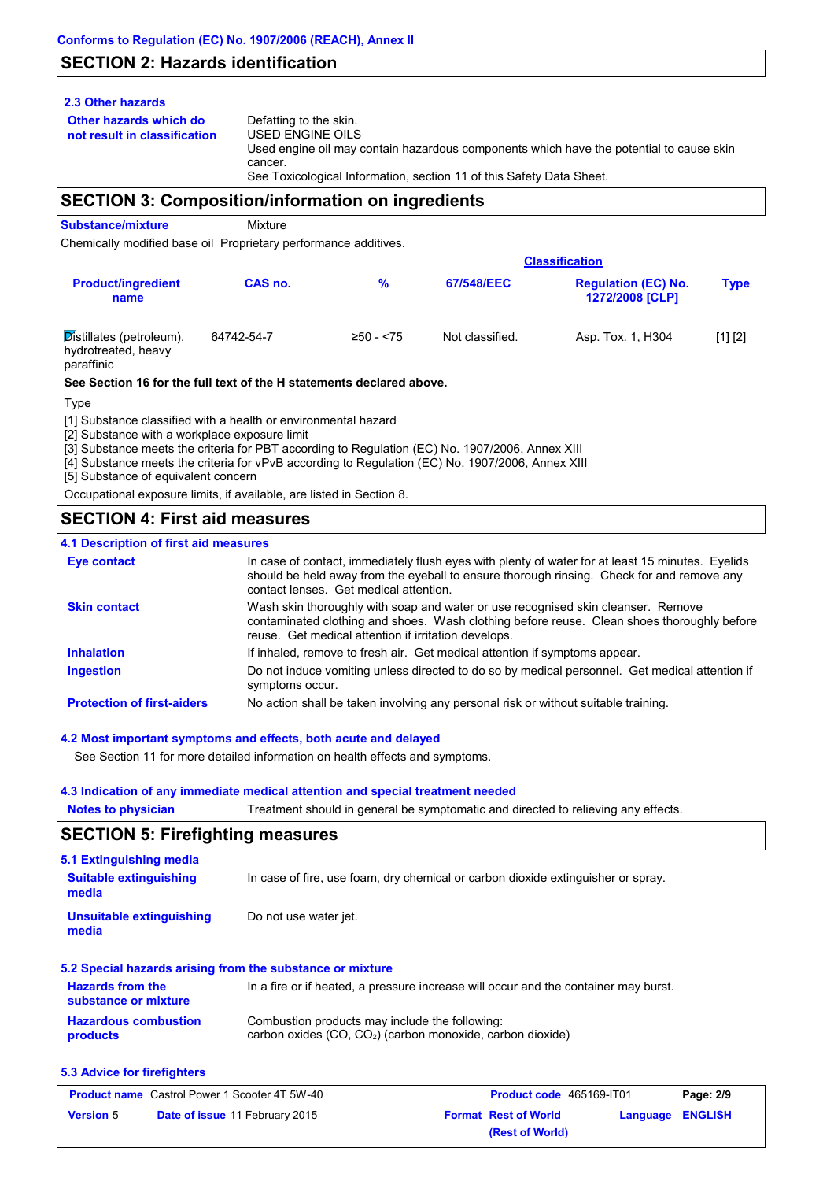## SECTION 2: Hazards identification

**2.3 Other hazards**

**Other hazards which do not result in classification**

Defatting to the skin.
USED ENGINE OILS
Used engine oil may contain hazardous components which have the potential to cause skin cancer.
See Toxicological Information, section 11 of this Safety Data Sheet.

## SECTION 3: Composition/information on ingredients

**Substance/mixture** Mixture

Chemically modified base oil Proprietary performance additives.

| Product/ingredient name | CAS no. | % | Classification 67/548/EEC | Classification Regulation (EC) No. 1272/2008 [CLP] | Type |
|---|---|---|---|---|---|
| Distillates (petroleum), hydrotreated, heavy paraffinic | 64742-54-7 | ≥50 - <75 | Not classified. | Asp. Tox. 1, H304 | [1] [2] |

**See Section 16 for the full text of the H statements declared above.**

Type

[1] Substance classified with a health or environmental hazard
[2] Substance with a workplace exposure limit
[3] Substance meets the criteria for PBT according to Regulation (EC) No. 1907/2006, Annex XIII
[4] Substance meets the criteria for vPvB according to Regulation (EC) No. 1907/2006, Annex XIII
[5] Substance of equivalent concern

Occupational exposure limits, if available, are listed in Section 8.

## SECTION 4: First aid measures

### 4.1 Description of first aid measures

**Eye contact**
In case of contact, immediately flush eyes with plenty of water for at least 15 minutes. Eyelids should be held away from the eyeball to ensure thorough rinsing. Check for and remove any contact lenses. Get medical attention.

**Skin contact**
Wash skin thoroughly with soap and water or use recognised skin cleanser. Remove contaminated clothing and shoes. Wash clothing before reuse. Clean shoes thoroughly before reuse. Get medical attention if irritation develops.

**Inhalation**
If inhaled, remove to fresh air. Get medical attention if symptoms appear.

**Ingestion**
Do not induce vomiting unless directed to do so by medical personnel. Get medical attention if symptoms occur.

**Protection of first-aiders**
No action shall be taken involving any personal risk or without suitable training.

### 4.2 Most important symptoms and effects, both acute and delayed

See Section 11 for more detailed information on health effects and symptoms.

### 4.3 Indication of any immediate medical attention and special treatment needed

**Notes to physician**
Treatment should in general be symptomatic and directed to relieving any effects.

## SECTION 5: Firefighting measures

### 5.1 Extinguishing media

**Suitable extinguishing media**
In case of fire, use foam, dry chemical or carbon dioxide extinguisher or spray.

**Unsuitable extinguishing media**
Do not use water jet.

### 5.2 Special hazards arising from the substance or mixture

**Hazards from the substance or mixture**
In a fire or if heated, a pressure increase will occur and the container may burst.

**Hazardous combustion products**
Combustion products may include the following:
carbon oxides ($CO$, $CO_2$) (carbon monoxide, carbon dioxide)

### 5.3 Advice for firefighters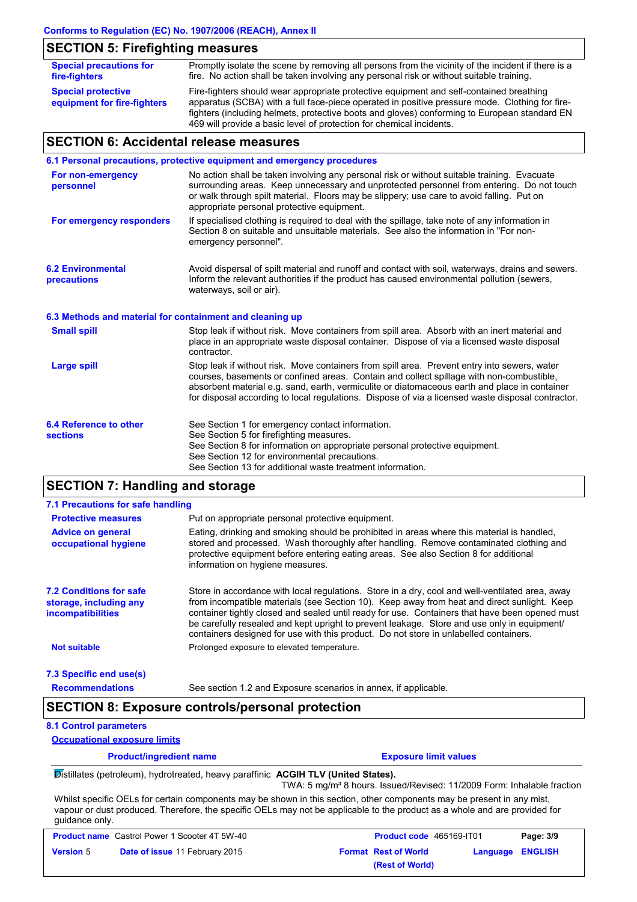## SECTION 5: Firefighting measures

**Special precautions for fire-fighters**
Promptly isolate the scene by removing all persons from the vicinity of the incident if there is a fire. No action shall be taken involving any personal risk or without suitable training.

**Special protective equipment for fire-fighters**
Fire-fighters should wear appropriate protective equipment and self-contained breathing apparatus (SCBA) with a full face-piece operated in positive pressure mode. Clothing for fire-fighters (including helmets, protective boots and gloves) conforming to European standard EN 469 will provide a basic level of protection for chemical incidents.

## SECTION 6: Accidental release measures

### 6.1 Personal precautions, protective equipment and emergency procedures

**For non-emergency personnel**
No action shall be taken involving any personal risk or without suitable training. Evacuate surrounding areas. Keep unnecessary and unprotected personnel from entering. Do not touch or walk through spilt material. Floors may be slippery; use care to avoid falling. Put on appropriate personal protective equipment.

**For emergency responders**
If specialised clothing is required to deal with the spillage, take note of any information in Section 8 on suitable and unsuitable materials. See also the information in "For non-emergency personnel".

### 6.2 Environmental precautions

Avoid dispersal of spilt material and runoff and contact with soil, waterways, drains and sewers. Inform the relevant authorities if the product has caused environmental pollution (sewers, waterways, soil or air).

### 6.3 Methods and material for containment and cleaning up

**Small spill**
Stop leak if without risk. Move containers from spill area. Absorb with an inert material and place in an appropriate waste disposal container. Dispose of via a licensed waste disposal contractor.

**Large spill**
Stop leak if without risk. Move containers from spill area. Prevent entry into sewers, water courses, basements or confined areas. Contain and collect spillage with non-combustible, absorbent material e.g. sand, earth, vermiculite or diatomaceous earth and place in container for disposal according to local regulations. Dispose of via a licensed waste disposal contractor.

### 6.4 Reference to other sections

See Section 1 for emergency contact information.
See Section 5 for firefighting measures.
See Section 8 for information on appropriate personal protective equipment.
See Section 12 for environmental precautions.
See Section 13 for additional waste treatment information.

## SECTION 7: Handling and storage

### 7.1 Precautions for safe handling

**Protective measures**
Put on appropriate personal protective equipment.

**Advice on general occupational hygiene**
Eating, drinking and smoking should be prohibited in areas where this material is handled, stored and processed. Wash thoroughly after handling. Remove contaminated clothing and protective equipment before entering eating areas. See also Section 8 for additional information on hygiene measures.

### 7.2 Conditions for safe storage, including any incompatibilities

Store in accordance with local regulations. Store in a dry, cool and well-ventilated area, away from incompatible materials (see Section 10). Keep away from heat and direct sunlight. Keep container tightly closed and sealed until ready for use. Containers that have been opened must be carefully resealed and kept upright to prevent leakage. Store and use only in equipment/containers designed for use with this product. Do not store in unlabelled containers.

**Not suitable**
Prolonged exposure to elevated temperature.

### 7.3 Specific end use(s)

**Recommendations**
See section 1.2 and Exposure scenarios in annex, if applicable.

## SECTION 8: Exposure controls/personal protection

### 8.1 Control parameters

**Occupational exposure limits**

| Product/ingredient name | Exposure limit values |
|---|---|
| Distillates (petroleum), hydrotreated, heavy paraffinic | **ACGIH TLV (United States).** TWA: 5 mg/m³ 8 hours. Issued/Revised: 11/2009 Form: Inhalable fraction |

Whilst specific OELs for certain components may be shown in this section, other components may be present in any mist, vapour or dust produced. Therefore, the specific OELs may not be applicable to the product as a whole and are provided for guidance only.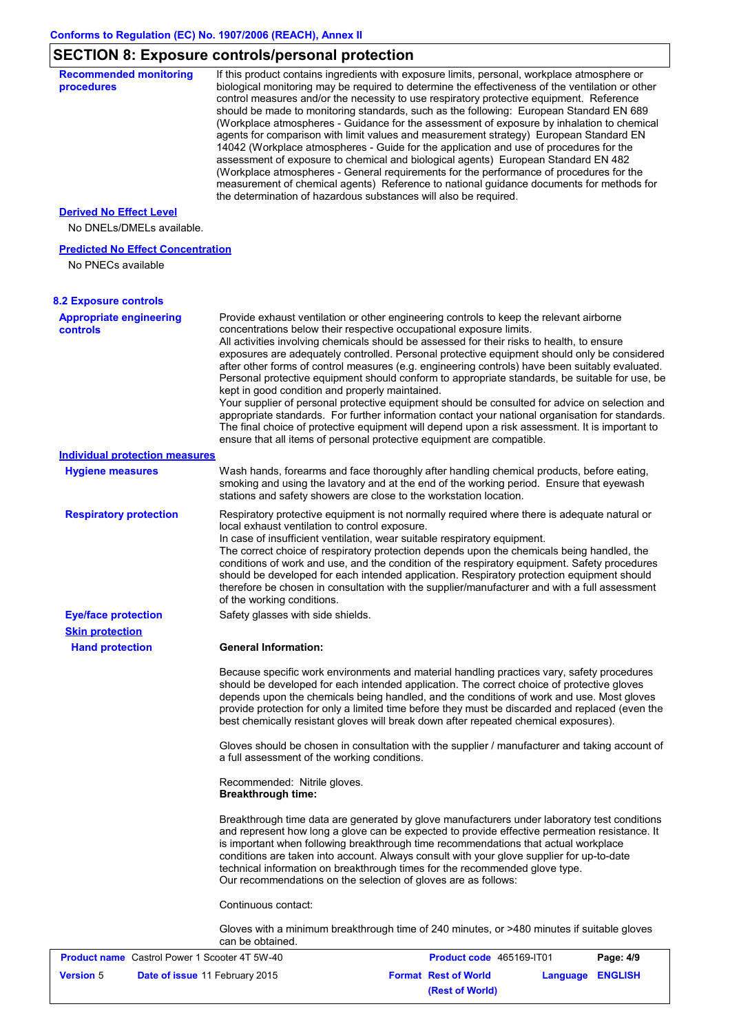## SECTION 8: Exposure controls/personal protection

**Recommended monitoring procedures**

If this product contains ingredients with exposure limits, personal, workplace atmosphere or biological monitoring may be required to determine the effectiveness of the ventilation or other control measures and/or the necessity to use respiratory protective equipment. Reference should be made to monitoring standards, such as the following: European Standard EN 689 (Workplace atmospheres - Guidance for the assessment of exposure by inhalation to chemical agents for comparison with limit values and measurement strategy) European Standard EN 14042 (Workplace atmospheres - Guide for the application and use of procedures for the assessment of exposure to chemical and biological agents) European Standard EN 482 (Workplace atmospheres - General requirements for the performance of procedures for the measurement of chemical agents) Reference to national guidance documents for methods for the determination of hazardous substances will also be required.

**Derived No Effect Level**

No DNELs/DMELs available.

**Predicted No Effect Concentration**

No PNECs available

### 8.2 Exposure controls

**Appropriate engineering controls**

Provide exhaust ventilation or other engineering controls to keep the relevant airborne concentrations below their respective occupational exposure limits.
All activities involving chemicals should be assessed for their risks to health, to ensure exposures are adequately controlled. Personal protective equipment should only be considered after other forms of control measures (e.g. engineering controls) have been suitably evaluated. Personal protective equipment should conform to appropriate standards, be suitable for use, be kept in good condition and properly maintained.
Your supplier of personal protective equipment should be consulted for advice on selection and appropriate standards. For further information contact your national organisation for standards. The final choice of protective equipment will depend upon a risk assessment. It is important to ensure that all items of personal protective equipment are compatible.

**Individual protection measures**

**Hygiene measures**

Wash hands, forearms and face thoroughly after handling chemical products, before eating, smoking and using the lavatory and at the end of the working period. Ensure that eyewash stations and safety showers are close to the workstation location.

**Respiratory protection**

Respiratory protective equipment is not normally required where there is adequate natural or local exhaust ventilation to control exposure.
In case of insufficient ventilation, wear suitable respiratory equipment.
The correct choice of respiratory protection depends upon the chemicals being handled, the conditions of work and use, and the condition of the respiratory equipment. Safety procedures should be developed for each intended application. Respiratory protection equipment should therefore be chosen in consultation with the supplier/manufacturer and with a full assessment of the working conditions.

**Eye/face protection**

Safety glasses with side shields.

**Skin protection**

**Hand protection**

**General Information:**

Because specific work environments and material handling practices vary, safety procedures should be developed for each intended application. The correct choice of protective gloves depends upon the chemicals being handled, and the conditions of work and use. Most gloves provide protection for only a limited time before they must be discarded and replaced (even the best chemically resistant gloves will break down after repeated chemical exposures).

Gloves should be chosen in consultation with the supplier / manufacturer and taking account of a full assessment of the working conditions.

Recommended: Nitrile gloves.
**Breakthrough time:**

Breakthrough time data are generated by glove manufacturers under laboratory test conditions and represent how long a glove can be expected to provide effective permeation resistance. It is important when following breakthrough time recommendations that actual workplace conditions are taken into account. Always consult with your glove supplier for up-to-date technical information on breakthrough times for the recommended glove type.
Our recommendations on the selection of gloves are as follows:

Continuous contact:

Gloves with a minimum breakthrough time of 240 minutes, or >480 minutes if suitable gloves can be obtained.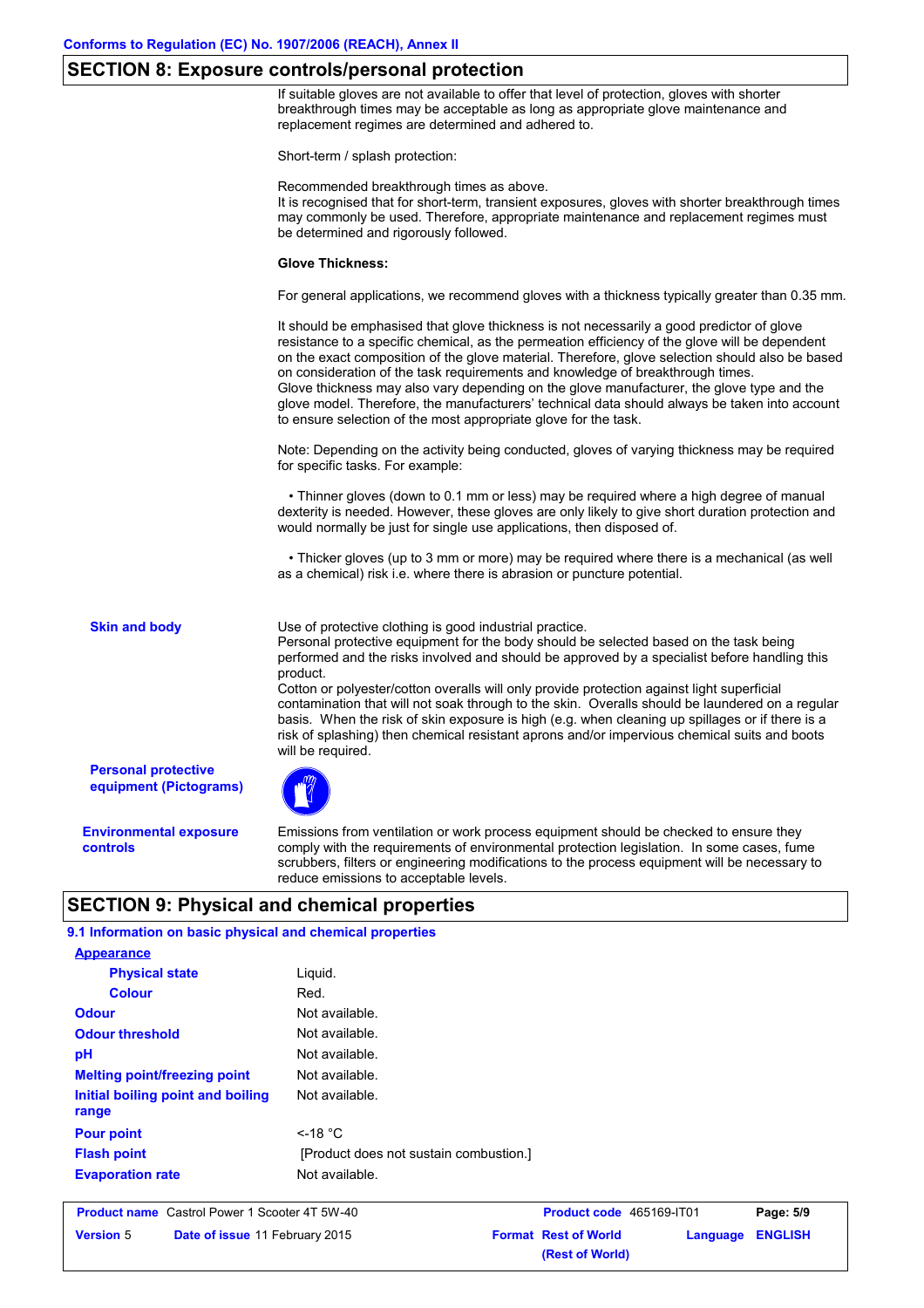Conforms to Regulation (EC) No. 1907/2006 (REACH), Annex II

## SECTION 8: Exposure controls/personal protection

If suitable gloves are not available to offer that level of protection, gloves with shorter breakthrough times may be acceptable as long as appropriate glove maintenance and replacement regimes are determined and adhered to.

Short-term / splash protection:

Recommended breakthrough times as above.
It is recognised that for short-term, transient exposures, gloves with shorter breakthrough times may commonly be used. Therefore, appropriate maintenance and replacement regimes must be determined and rigorously followed.

**Glove Thickness:**

For general applications, we recommend gloves with a thickness typically greater than 0.35 mm.

It should be emphasised that glove thickness is not necessarily a good predictor of glove resistance to a specific chemical, as the permeation efficiency of the glove will be dependent on the exact composition of the glove material. Therefore, glove selection should also be based on consideration of the task requirements and knowledge of breakthrough times.
Glove thickness may also vary depending on the glove manufacturer, the glove type and the glove model. Therefore, the manufacturers' technical data should always be taken into account to ensure selection of the most appropriate glove for the task.

Note: Depending on the activity being conducted, gloves of varying thickness may be required for specific tasks. For example:

- Thinner gloves (down to 0.1 mm or less) may be required where a high degree of manual dexterity is needed. However, these gloves are only likely to give short duration protection and would normally be just for single use applications, then disposed of.
- Thicker gloves (up to 3 mm or more) may be required where there is a mechanical (as well as a chemical) risk i.e. where there is abrasion or puncture potential.

**Skin and body**

Use of protective clothing is good industrial practice.
Personal protective equipment for the body should be selected based on the task being performed and the risks involved and should be approved by a specialist before handling this product.
Cotton or polyester/cotton overalls will only provide protection against light superficial contamination that will not soak through to the skin. Overalls should be laundered on a regular basis. When the risk of skin exposure is high (e.g. when cleaning up spillages or if there is a risk of splashing) then chemical resistant aprons and/or impervious chemical suits and boots will be required.

**Personal protective equipment (Pictograms)**

**Environmental exposure controls**

Emissions from ventilation or work process equipment should be checked to ensure they comply with the requirements of environmental protection legislation. In some cases, fume scrubbers, filters or engineering modifications to the process equipment will be necessary to reduce emissions to acceptable levels.

## SECTION 9: Physical and chemical properties

### 9.1 Information on basic physical and chemical properties

| Property | Value |
|---|---|
| **Appearance** | |
| Physical state | Liquid. |
| Colour | Red. |
| Odour | Not available. |
| Odour threshold | Not available. |
| pH | Not available. |
| Melting point/freezing point | Not available. |
| Initial boiling point and boiling range | Not available. |
| Pour point | <-18 °C |
| Flash point | [Product does not sustain combustion.] |
| Evaporation rate | Not available. |

| Product name | Castrol Power 1 Scooter 4T 5W-40 | Product code | 465169-IT01 |
|---|---|---|---|
| Version | 5 | Date of issue | 11 February 2015 |
| Format | Rest of World (Rest of World) | Language | ENGLISH |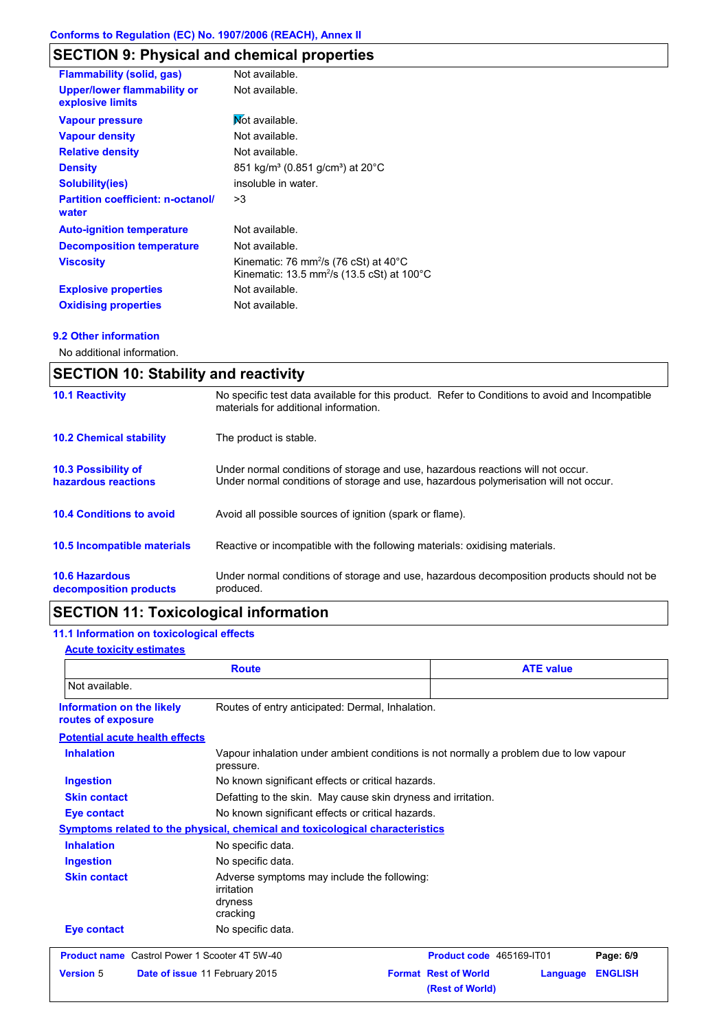## SECTION 9: Physical and chemical properties

| | |
|---|---|
| **Flammability (solid, gas)** | Not available. |
| **Upper/lower flammability or explosive limits** | Not available. |
| **Vapour pressure** | Not available. |
| **Vapour density** | Not available. |
| **Relative density** | Not available. |
| **Density** | 851 kg/m³ (0.851 g/cm³) at 20°C |
| **Solubility(ies)** | insoluble in water. |
| **Partition coefficient: n-octanol/ water** | >3 |
| **Auto-ignition temperature** | Not available. |
| **Decomposition temperature** | Not available. |
| **Viscosity** | Kinematic: 76 $mm^2/s$ (76 cSt) at 40°C<br>Kinematic: 13.5 $mm^2/s$ (13.5 cSt) at 100°C |
| **Explosive properties** | Not available. |
| **Oxidising properties** | Not available. |

### 9.2 Other information

No additional information.

## SECTION 10: Stability and reactivity

| | |
|---|---|
| **10.1 Reactivity** | No specific test data available for this product. Refer to Conditions to avoid and Incompatible materials for additional information. |
| **10.2 Chemical stability** | The product is stable. |
| **10.3 Possibility of hazardous reactions** | Under normal conditions of storage and use, hazardous reactions will not occur.<br>Under normal conditions of storage and use, hazardous polymerisation will not occur. |
| **10.4 Conditions to avoid** | Avoid all possible sources of ignition (spark or flame). |
| **10.5 Incompatible materials** | Reactive or incompatible with the following materials: oxidising materials. |
| **10.6 Hazardous decomposition products** | Under normal conditions of storage and use, hazardous decomposition products should not be produced. |

## SECTION 11: Toxicological information

### 11.1 Information on toxicological effects

**Acute toxicity estimates**

| Route | ATE value |
|---|---|
| Not available. | |

| | |
|---|---|
| **Information on the likely routes of exposure** | Routes of entry anticipated: Dermal, Inhalation. |

**Potential acute health effects**

| | |
|---|---|
| **Inhalation** | Vapour inhalation under ambient conditions is not normally a problem due to low vapour pressure. |
| **Ingestion** | No known significant effects or critical hazards. |
| **Skin contact** | Defatting to the skin. May cause skin dryness and irritation. |
| **Eye contact** | No known significant effects or critical hazards. |

**Symptoms related to the physical, chemical and toxicological characteristics**

| | |
|---|---|
| **Inhalation** | No specific data. |
| **Ingestion** | No specific data. |
| **Skin contact** | Adverse symptoms may include the following:<br>irritation<br>dryness<br>cracking |
| **Eye contact** | No specific data. |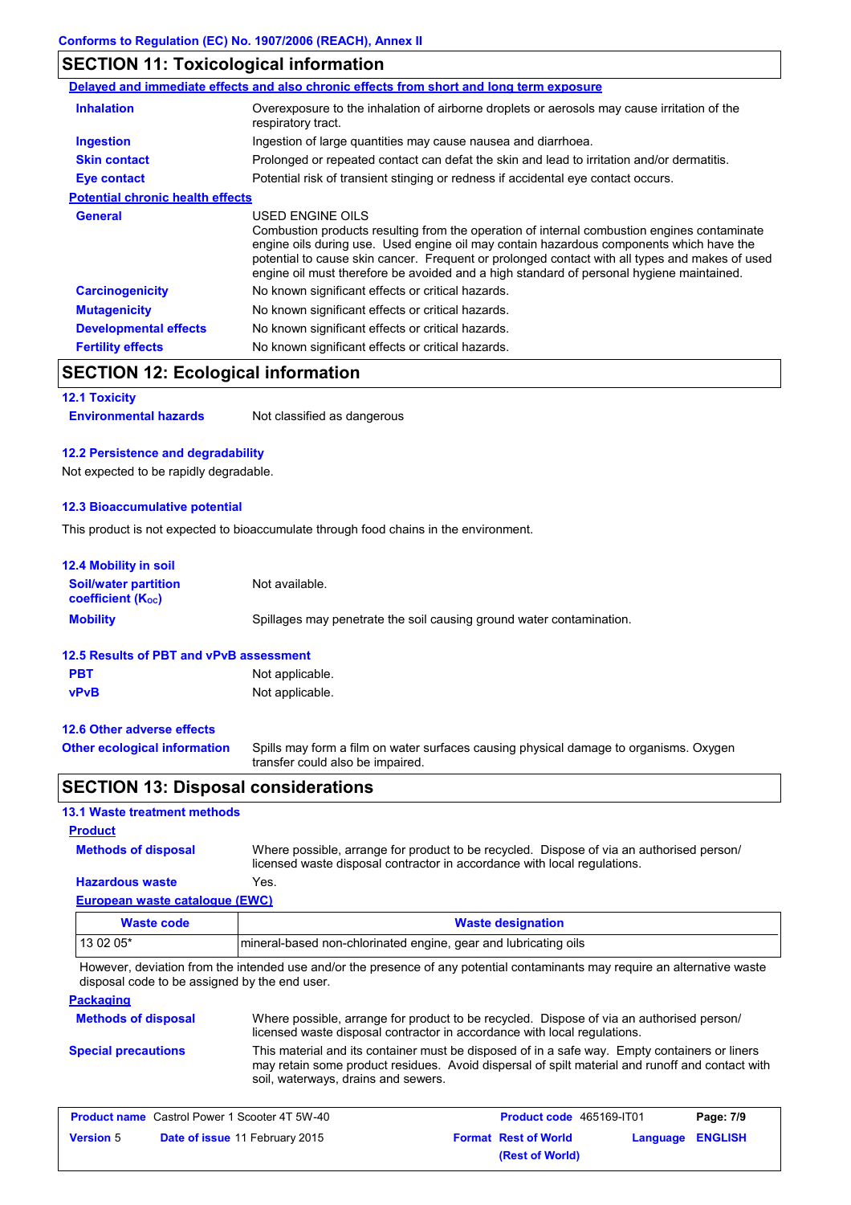Conforms to Regulation (EC) No. 1907/2006 (REACH), Annex II

## SECTION 11: Toxicological information

**Delayed and immediate effects and also chronic effects from short and long term exposure**

| | |
|---|---|
| **Inhalation** | Overexposure to the inhalation of airborne droplets or aerosols may cause irritation of the respiratory tract. |
| **Ingestion** | Ingestion of large quantities may cause nausea and diarrhoea. |
| **Skin contact** | Prolonged or repeated contact can defat the skin and lead to irritation and/or dermatitis. |
| **Eye contact** | Potential risk of transient stinging or redness if accidental eye contact occurs. |

**Potential chronic health effects**

| | |
|---|---|
| **General** | USED ENGINE OILS<br>Combustion products resulting from the operation of internal combustion engines contaminate engine oils during use. Used engine oil may contain hazardous components which have the potential to cause skin cancer. Frequent or prolonged contact with all types and makes of used engine oil must therefore be avoided and a high standard of personal hygiene maintained. |
| **Carcinogenicity** | No known significant effects or critical hazards. |
| **Mutagenicity** | No known significant effects or critical hazards. |
| **Developmental effects** | No known significant effects or critical hazards. |
| **Fertility effects** | No known significant effects or critical hazards. |

## SECTION 12: Ecological information

### 12.1 Toxicity

**Environmental hazards** Not classified as dangerous

### 12.2 Persistence and degradability

Not expected to be rapidly degradable.

### 12.3 Bioaccumulative potential

This product is not expected to bioaccumulate through food chains in the environment.

### 12.4 Mobility in soil

| | |
|---|---|
| **Soil/water partition coefficient ($K_{OC}$)** | Not available. |
| **Mobility** | Spillages may penetrate the soil causing ground water contamination. |

### 12.5 Results of PBT and vPvB assessment

| | |
|---|---|
| **PBT** | Not applicable. |
| **vPvB** | Not applicable. |

### 12.6 Other adverse effects

**Other ecological information** Spills may form a film on water surfaces causing physical damage to organisms. Oxygen transfer could also be impaired.

## SECTION 13: Disposal considerations

### 13.1 Waste treatment methods

**Product**

| | |
|---|---|
| **Methods of disposal** | Where possible, arrange for product to be recycled. Dispose of via an authorised person/ licensed waste disposal contractor in accordance with local regulations. |
| **Hazardous waste** | Yes. |

**European waste catalogue (EWC)**

| Waste code | Waste designation |
|---|---|
| 13 02 05* | mineral-based non-chlorinated engine, gear and lubricating oils |

However, deviation from the intended use and/or the presence of any potential contaminants may require an alternative waste disposal code to be assigned by the end user.

**Packaging**

| | |
|---|---|
| **Methods of disposal** | Where possible, arrange for product to be recycled. Dispose of via an authorised person/ licensed waste disposal contractor in accordance with local regulations. |
| **Special precautions** | This material and its container must be disposed of in a safe way. Empty containers or liners may retain some product residues. Avoid dispersal of spilt material and runoff and contact with soil, waterways, drains and sewers. |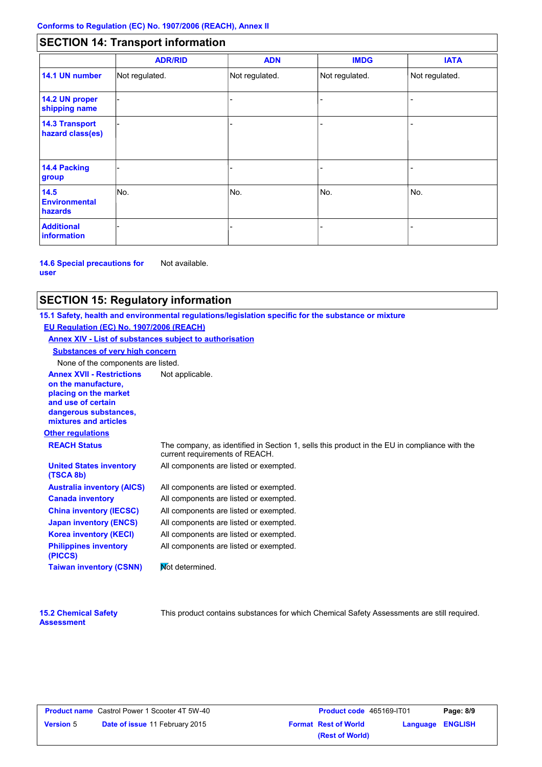Conforms to Regulation (EC) No. 1907/2006 (REACH), Annex II

## SECTION 14: Transport information

| | ADR/RID | ADN | IMDG | IATA |
|---|---|---|---|---|
| **14.1 UN number** | Not regulated. | Not regulated. | Not regulated. | Not regulated. |
| **14.2 UN proper shipping name** | - | - | - | - |
| **14.3 Transport hazard class(es)** | - | - | - | - |
| **14.4 Packing group** | - | - | - | - |
| **14.5 Environmental hazards** | No. | No. | No. | No. |
| **Additional information** | - | - | - | - |

**14.6 Special precautions for user** Not available.

## SECTION 15: Regulatory information

**15.1 Safety, health and environmental regulations/legislation specific for the substance or mixture**

**EU Regulation (EC) No. 1907/2006 (REACH)**

**Annex XIV - List of substances subject to authorisation**

**Substances of very high concern**

None of the components are listed.

**Annex XVII - Restrictions on the manufacture, placing on the market and use of certain dangerous substances, mixtures and articles** Not applicable.

**Other regulations**

**REACH Status** The company, as identified in Section 1, sells this product in the EU in compliance with the current requirements of REACH.

**United States inventory (TSCA 8b)** All components are listed or exempted.

**Australia inventory (AICS)** All components are listed or exempted.

**Canada inventory** All components are listed or exempted.

**China inventory (IECSC)** All components are listed or exempted.

**Japan inventory (ENCS)** All components are listed or exempted.

**Korea inventory (KECI)** All components are listed or exempted.

**Philippines inventory (PICCS)** All components are listed or exempted.

**Taiwan inventory (CSNN)** Not determined.

**15.2 Chemical Safety Assessment** This product contains substances for which Chemical Safety Assessments are still required.

| **Product name** Castrol Power 1 Scooter 4T 5W-40 | **Product code** 465169-IT01 | |
|---|---|---|
| **Version** 5 **Date of issue** 11 February 2015 | **Format** Rest of World (Rest of World) | **Language** ENGLISH |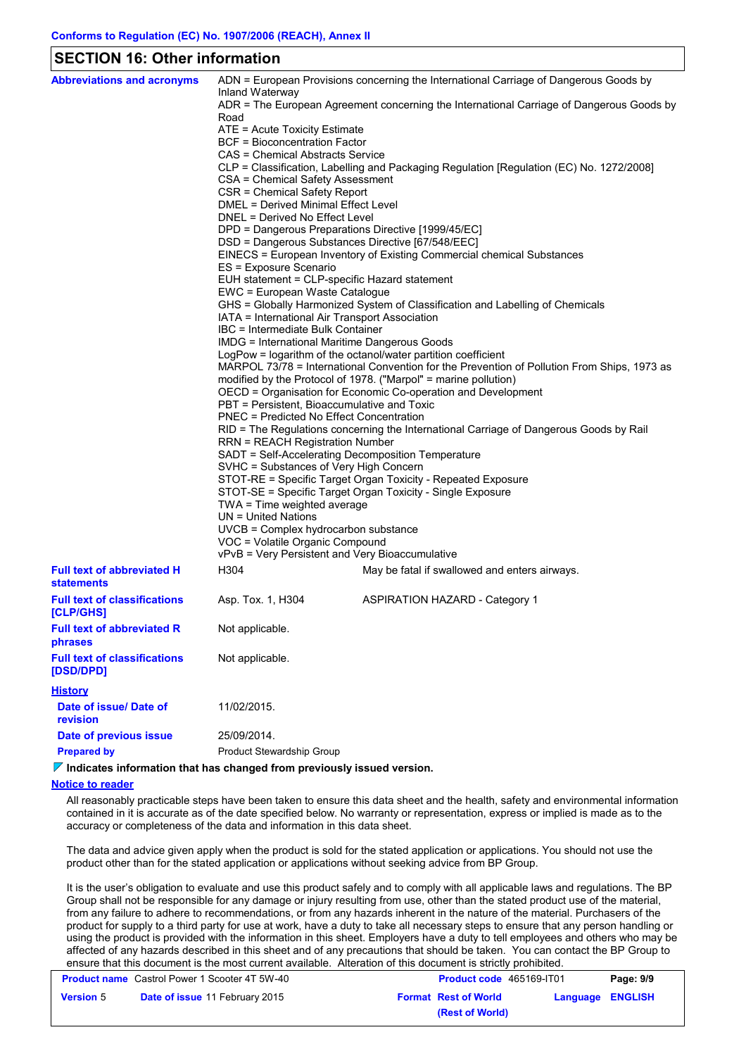Conforms to Regulation (EC) No. 1907/2006 (REACH), Annex II

## SECTION 16: Other information

**Abbreviations and acronyms**

ADN = European Provisions concerning the International Carriage of Dangerous Goods by Inland Waterway
ADR = The European Agreement concerning the International Carriage of Dangerous Goods by Road
ATE = Acute Toxicity Estimate
BCF = Bioconcentration Factor
CAS = Chemical Abstracts Service
CLP = Classification, Labelling and Packaging Regulation [Regulation (EC) No. 1272/2008]
CSA = Chemical Safety Assessment
CSR = Chemical Safety Report
DMEL = Derived Minimal Effect Level
DNEL = Derived No Effect Level
DPD = Dangerous Preparations Directive [1999/45/EC]
DSD = Dangerous Substances Directive [67/548/EEC]
EINECS = European Inventory of Existing Commercial chemical Substances
ES = Exposure Scenario
EUH statement = CLP-specific Hazard statement
EWC = European Waste Catalogue
GHS = Globally Harmonized System of Classification and Labelling of Chemicals
IATA = International Air Transport Association
IBC = Intermediate Bulk Container
IMDG = International Maritime Dangerous Goods
LogPow = logarithm of the octanol/water partition coefficient
MARPOL 73/78 = International Convention for the Prevention of Pollution From Ships, 1973 as modified by the Protocol of 1978. ("Marpol" = marine pollution)
OECD = Organisation for Economic Co-operation and Development
PBT = Persistent, Bioaccumulative and Toxic
PNEC = Predicted No Effect Concentration
RID = The Regulations concerning the International Carriage of Dangerous Goods by Rail
RRN = REACH Registration Number
SADT = Self-Accelerating Decomposition Temperature
SVHC = Substances of Very High Concern
STOT-RE = Specific Target Organ Toxicity - Repeated Exposure
STOT-SE = Specific Target Organ Toxicity - Single Exposure
TWA = Time weighted average
UN = United Nations
UVCB = Complex hydrocarbon substance
VOC = Volatile Organic Compound
vPvB = Very Persistent and Very Bioaccumulative

| | | |
|---|---|---|
| **Full text of abbreviated H statements** | H304 | May be fatal if swallowed and enters airways. |
| **Full text of classifications [CLP/GHS]** | Asp. Tox. 1, H304 | ASPIRATION HAZARD - Category 1 |
| **Full text of abbreviated R phrases** | Not applicable. | |
| **Full text of classifications [DSD/DPD]** | Not applicable. | |

**History**

| | |
|---|---|
| **Date of issue/ Date of revision** | 11/02/2015. |
| **Date of previous issue** | 25/09/2014. |
| **Prepared by** | Product Stewardship Group |

**Indicates information that has changed from previously issued version.**

**Notice to reader**

All reasonably practicable steps have been taken to ensure this data sheet and the health, safety and environmental information contained in it is accurate as of the date specified below. No warranty or representation, express or implied is made as to the accuracy or completeness of the data and information in this data sheet.

The data and advice given apply when the product is sold for the stated application or applications. You should not use the product other than for the stated application or applications without seeking advice from BP Group.

It is the user's obligation to evaluate and use this product safely and to comply with all applicable laws and regulations. The BP Group shall not be responsible for any damage or injury resulting from use, other than the stated product use of the material, from any failure to adhere to recommendations, or from any hazards inherent in the nature of the material. Purchasers of the product for supply to a third party for use at work, have a duty to take all necessary steps to ensure that any person handling or using the product is provided with the information in this sheet. Employers have a duty to tell employees and others who may be affected of any hazards described in this sheet and of any precautions that should be taken. You can contact the BP Group to ensure that this document is the most current available. Alteration of this document is strictly prohibited.